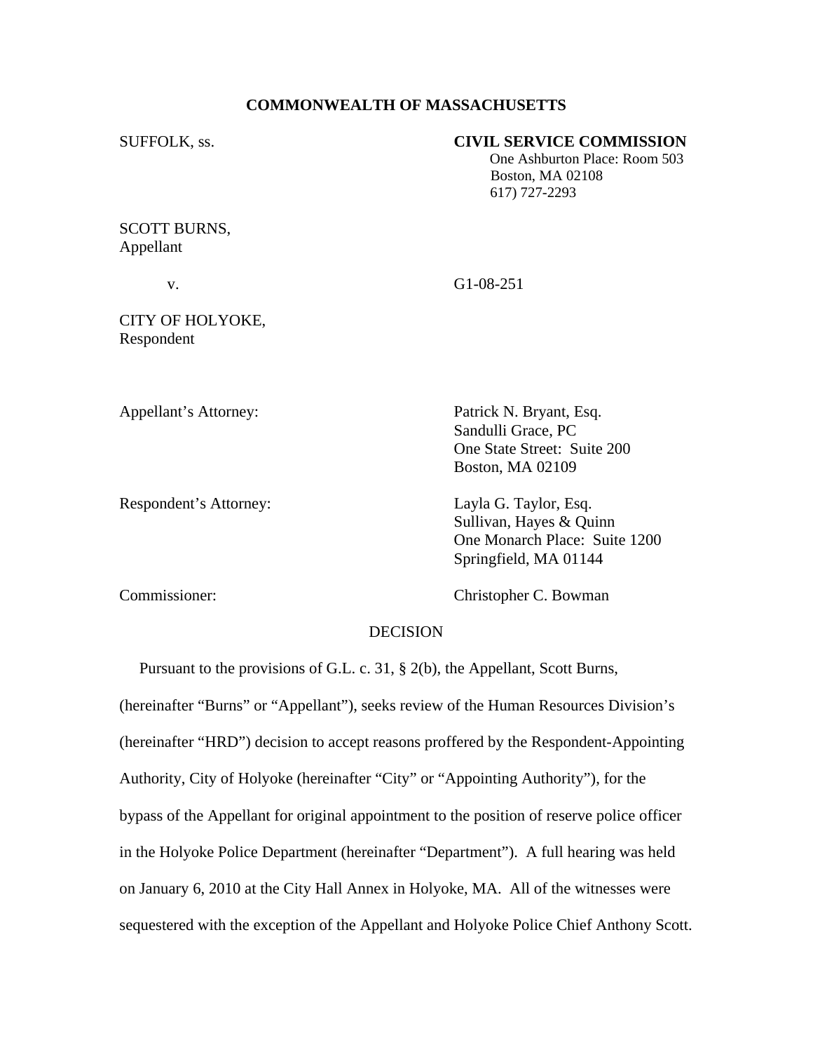**COMMONWEALTH OF MASSACHUSETTS**

SUFFOLK, ss.

**CIVIL SERVICE COMMISSION**
One Ashburton Place: Room 503
Boston, MA 02108
617) 727-2293

SCOTT BURNS,
Appellant

v. G1-08-251

CITY OF HOLYOKE,
Respondent

Appellant's Attorney: Patrick N. Bryant, Esq.
Sandulli Grace, PC
One State Street: Suite 200
Boston, MA 02109

Respondent's Attorney: Layla G. Taylor, Esq.
Sullivan, Hayes & Quinn
One Monarch Place: Suite 1200
Springfield, MA 01144

Commissioner: Christopher C. Bowman

DECISION

Pursuant to the provisions of G.L. c. 31, § 2(b), the Appellant, Scott Burns, (hereinafter "Burns" or "Appellant"), seeks review of the Human Resources Division's (hereinafter "HRD") decision to accept reasons proffered by the Respondent-Appointing Authority, City of Holyoke (hereinafter "City" or "Appointing Authority"), for the bypass of the Appellant for original appointment to the position of reserve police officer in the Holyoke Police Department (hereinafter "Department"). A full hearing was held on January 6, 2010 at the City Hall Annex in Holyoke, MA. All of the witnesses were sequestered with the exception of the Appellant and Holyoke Police Chief Anthony Scott.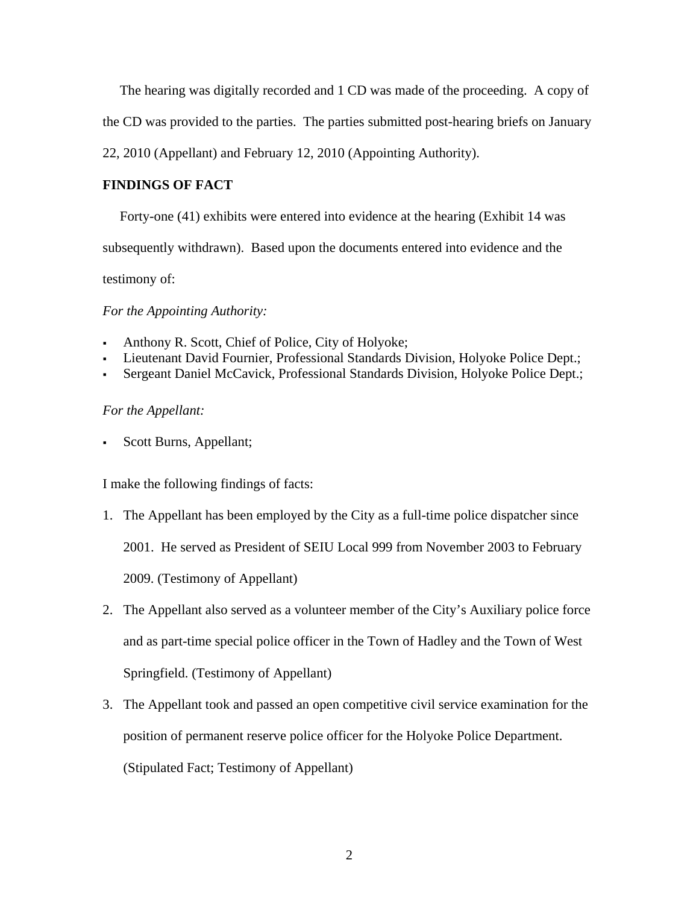The hearing was digitally recorded and 1 CD was made of the proceeding. A copy of the CD was provided to the parties. The parties submitted post-hearing briefs on January 22, 2010 (Appellant) and February 12, 2010 (Appointing Authority).

**FINDINGS OF FACT**

Forty-one (41) exhibits were entered into evidence at the hearing (Exhibit 14 was subsequently withdrawn). Based upon the documents entered into evidence and the testimony of:

*For the Appointing Authority:*

- Anthony R. Scott, Chief of Police, City of Holyoke;
- Lieutenant David Fournier, Professional Standards Division, Holyoke Police Dept.;
- Sergeant Daniel McCavick, Professional Standards Division, Holyoke Police Dept.;

*For the Appellant:*

- Scott Burns, Appellant;

I make the following findings of facts:

1. The Appellant has been employed by the City as a full-time police dispatcher since 2001. He served as President of SEIU Local 999 from November 2003 to February 2009. (Testimony of Appellant)
2. The Appellant also served as a volunteer member of the City's Auxiliary police force and as part-time special police officer in the Town of Hadley and the Town of West Springfield. (Testimony of Appellant)
3. The Appellant took and passed an open competitive civil service examination for the position of permanent reserve police officer for the Holyoke Police Department. (Stipulated Fact; Testimony of Appellant)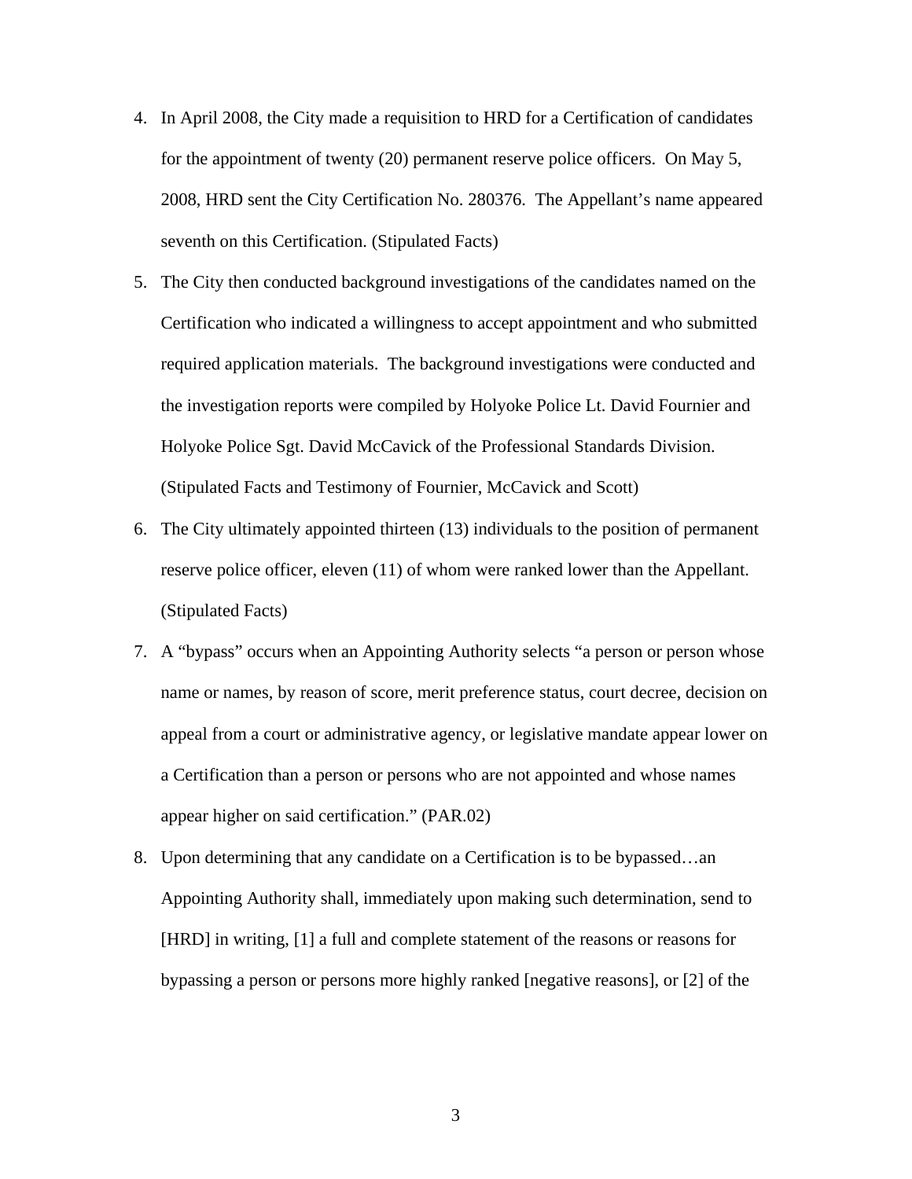4. In April 2008, the City made a requisition to HRD for a Certification of candidates for the appointment of twenty (20) permanent reserve police officers. On May 5, 2008, HRD sent the City Certification No. 280376. The Appellant's name appeared seventh on this Certification. (Stipulated Facts)

5. The City then conducted background investigations of the candidates named on the Certification who indicated a willingness to accept appointment and who submitted required application materials. The background investigations were conducted and the investigation reports were compiled by Holyoke Police Lt. David Fournier and Holyoke Police Sgt. David McCavick of the Professional Standards Division. (Stipulated Facts and Testimony of Fournier, McCavick and Scott)

6. The City ultimately appointed thirteen (13) individuals to the position of permanent reserve police officer, eleven (11) of whom were ranked lower than the Appellant. (Stipulated Facts)

7. A "bypass" occurs when an Appointing Authority selects "a person or person whose name or names, by reason of score, merit preference status, court decree, decision on appeal from a court or administrative agency, or legislative mandate appear lower on a Certification than a person or persons who are not appointed and whose names appear higher on said certification." (PAR.02)

8. Upon determining that any candidate on a Certification is to be bypassed…an Appointing Authority shall, immediately upon making such determination, send to [HRD] in writing, [1] a full and complete statement of the reasons or reasons for bypassing a person or persons more highly ranked [negative reasons], or [2] of the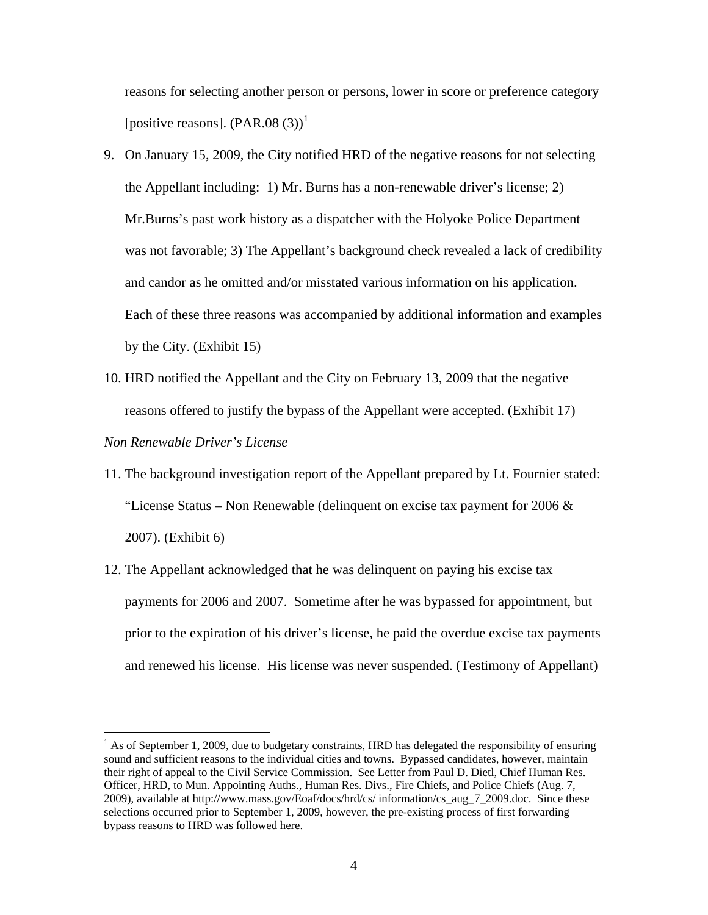reasons for selecting another person or persons, lower in score or preference category [positive reasons]. (PAR.08 (3))[1]

9. On January 15, 2009, the City notified HRD of the negative reasons for not selecting the Appellant including: 1) Mr. Burns has a non-renewable driver's license; 2) Mr.Burns's past work history as a dispatcher with the Holyoke Police Department was not favorable; 3) The Appellant's background check revealed a lack of credibility and candor as he omitted and/or misstated various information on his application. Each of these three reasons was accompanied by additional information and examples by the City. (Exhibit 15)

10. HRD notified the Appellant and the City on February 13, 2009 that the negative reasons offered to justify the bypass of the Appellant were accepted. (Exhibit 17)

*Non Renewable Driver's License*

11. The background investigation report of the Appellant prepared by Lt. Fournier stated: "License Status – Non Renewable (delinquent on excise tax payment for 2006 & 2007). (Exhibit 6)

12. The Appellant acknowledged that he was delinquent on paying his excise tax payments for 2006 and 2007. Sometime after he was bypassed for appointment, but prior to the expiration of his driver's license, he paid the overdue excise tax payments and renewed his license. His license was never suspended. (Testimony of Appellant)

---

[1] As of September 1, 2009, due to budgetary constraints, HRD has delegated the responsibility of ensuring sound and sufficient reasons to the individual cities and towns. Bypassed candidates, however, maintain their right of appeal to the Civil Service Commission. See Letter from Paul D. Dietl, Chief Human Res. Officer, HRD, to Mun. Appointing Auths., Human Res. Divs., Fire Chiefs, and Police Chiefs (Aug. 7, 2009), available at http://www.mass.gov/Eoaf/docs/hrd/cs/ information/cs_aug_7_2009.doc. Since these selections occurred prior to September 1, 2009, however, the pre-existing process of first forwarding bypass reasons to HRD was followed here.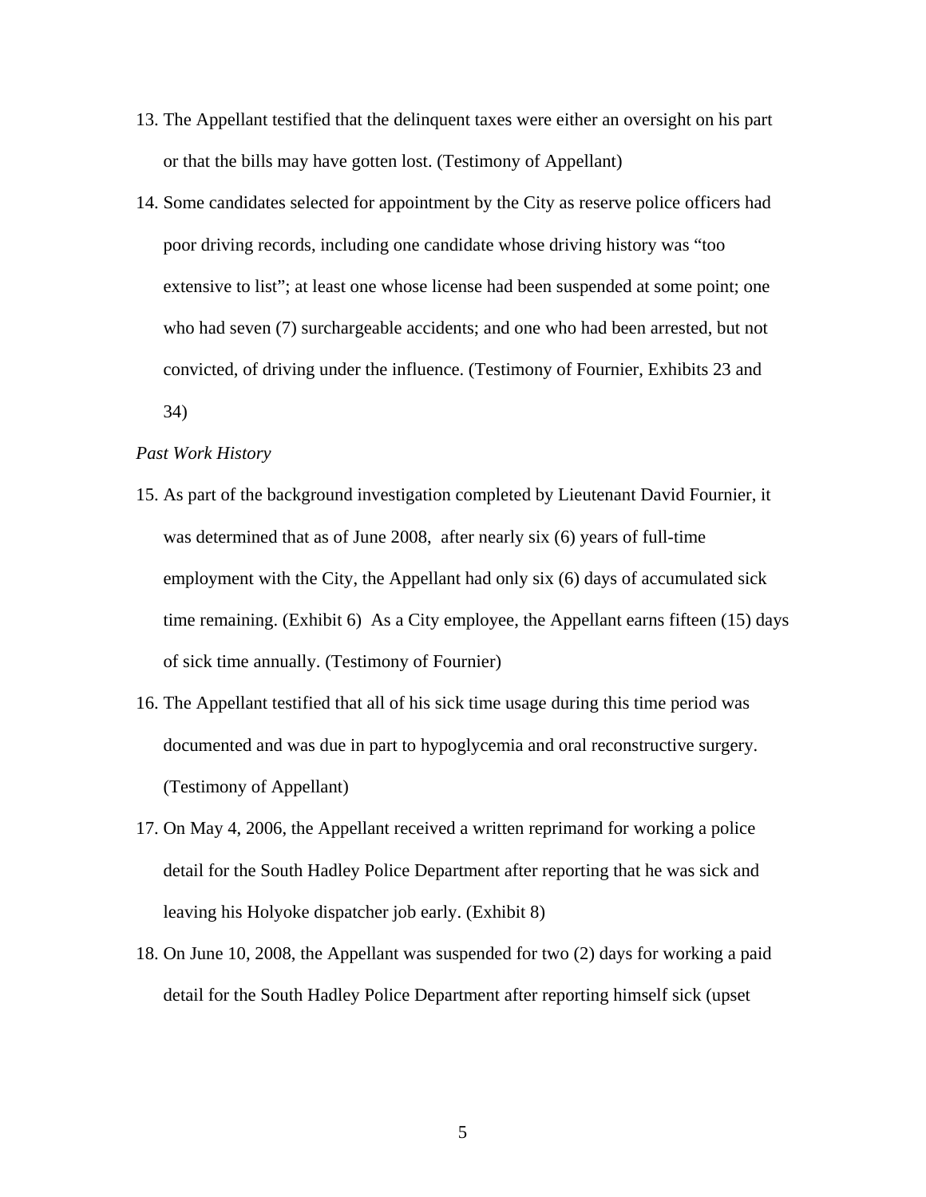13. The Appellant testified that the delinquent taxes were either an oversight on his part or that the bills may have gotten lost. (Testimony of Appellant)
14. Some candidates selected for appointment by the City as reserve police officers had poor driving records, including one candidate whose driving history was "too extensive to list"; at least one whose license had been suspended at some point; one who had seven (7) surchargeable accidents; and one who had been arrested, but not convicted, of driving under the influence. (Testimony of Fournier, Exhibits 23 and 34)

*Past Work History*

15. As part of the background investigation completed by Lieutenant David Fournier, it was determined that as of June 2008, after nearly six (6) years of full-time employment with the City, the Appellant had only six (6) days of accumulated sick time remaining. (Exhibit 6) As a City employee, the Appellant earns fifteen (15) days of sick time annually. (Testimony of Fournier)
16. The Appellant testified that all of his sick time usage during this time period was documented and was due in part to hypoglycemia and oral reconstructive surgery. (Testimony of Appellant)
17. On May 4, 2006, the Appellant received a written reprimand for working a police detail for the South Hadley Police Department after reporting that he was sick and leaving his Holyoke dispatcher job early. (Exhibit 8)
18. On June 10, 2008, the Appellant was suspended for two (2) days for working a paid detail for the South Hadley Police Department after reporting himself sick (upset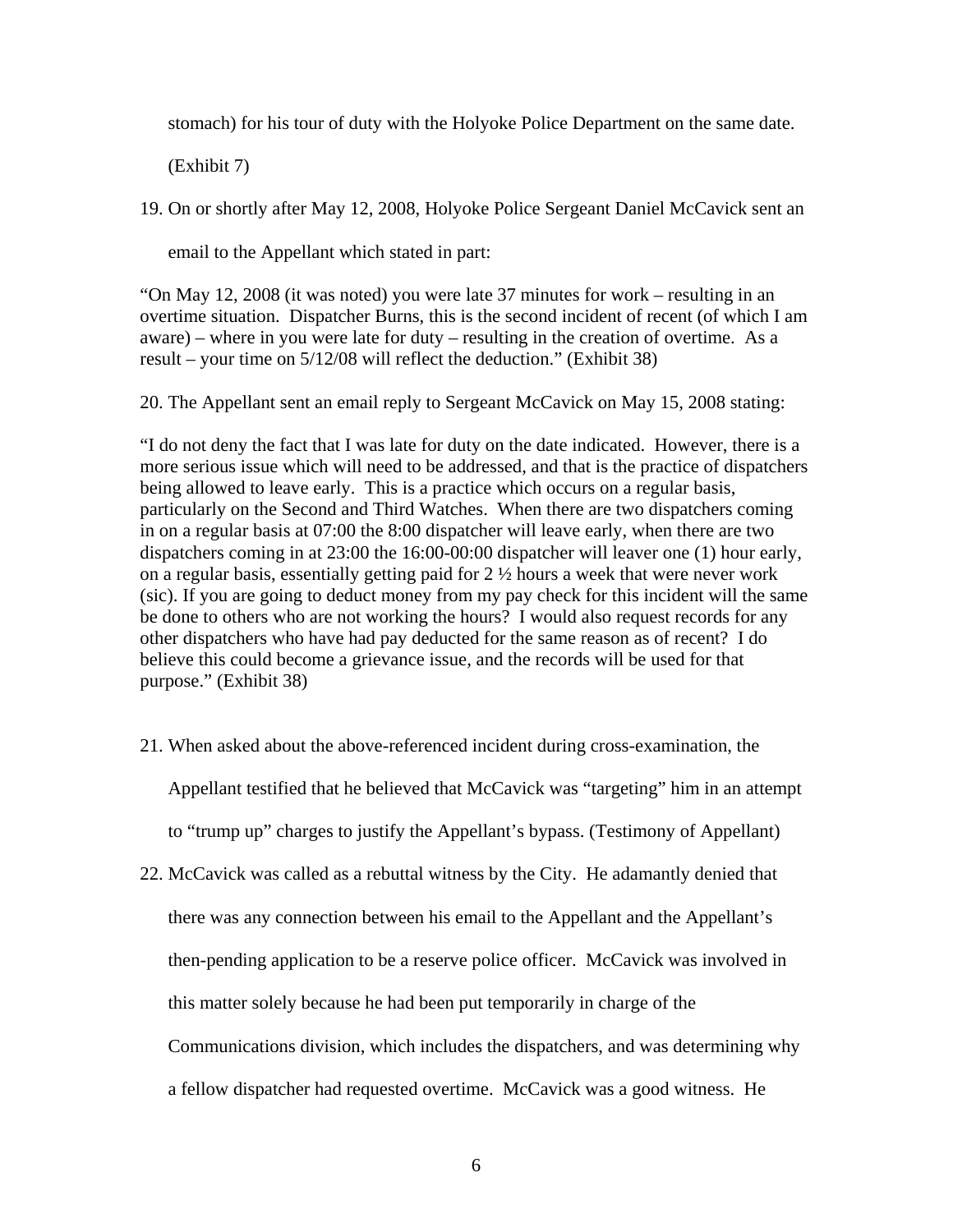stomach) for his tour of duty with the Holyoke Police Department on the same date. (Exhibit 7)

19. On or shortly after May 12, 2008, Holyoke Police Sergeant Daniel McCavick sent an email to the Appellant which stated in part:

"On May 12, 2008 (it was noted) you were late 37 minutes for work – resulting in an overtime situation. Dispatcher Burns, this is the second incident of recent (of which I am aware) – where in you were late for duty – resulting in the creation of overtime. As a result – your time on 5/12/08 will reflect the deduction." (Exhibit 38)

20. The Appellant sent an email reply to Sergeant McCavick on May 15, 2008 stating:

"I do not deny the fact that I was late for duty on the date indicated. However, there is a more serious issue which will need to be addressed, and that is the practice of dispatchers being allowed to leave early. This is a practice which occurs on a regular basis, particularly on the Second and Third Watches. When there are two dispatchers coming in on a regular basis at 07:00 the 8:00 dispatcher will leave early, when there are two dispatchers coming in at 23:00 the 16:00-00:00 dispatcher will leaver one (1) hour early, on a regular basis, essentially getting paid for 2 ½ hours a week that were never work (sic). If you are going to deduct money from my pay check for this incident will the same be done to others who are not working the hours? I would also request records for any other dispatchers who have had pay deducted for the same reason as of recent? I do believe this could become a grievance issue, and the records will be used for that purpose." (Exhibit 38)

21. When asked about the above-referenced incident during cross-examination, the Appellant testified that he believed that McCavick was "targeting" him in an attempt to "trump up" charges to justify the Appellant's bypass. (Testimony of Appellant)

22. McCavick was called as a rebuttal witness by the City. He adamantly denied that there was any connection between his email to the Appellant and the Appellant's then-pending application to be a reserve police officer. McCavick was involved in this matter solely because he had been put temporarily in charge of the Communications division, which includes the dispatchers, and was determining why a fellow dispatcher had requested overtime. McCavick was a good witness. He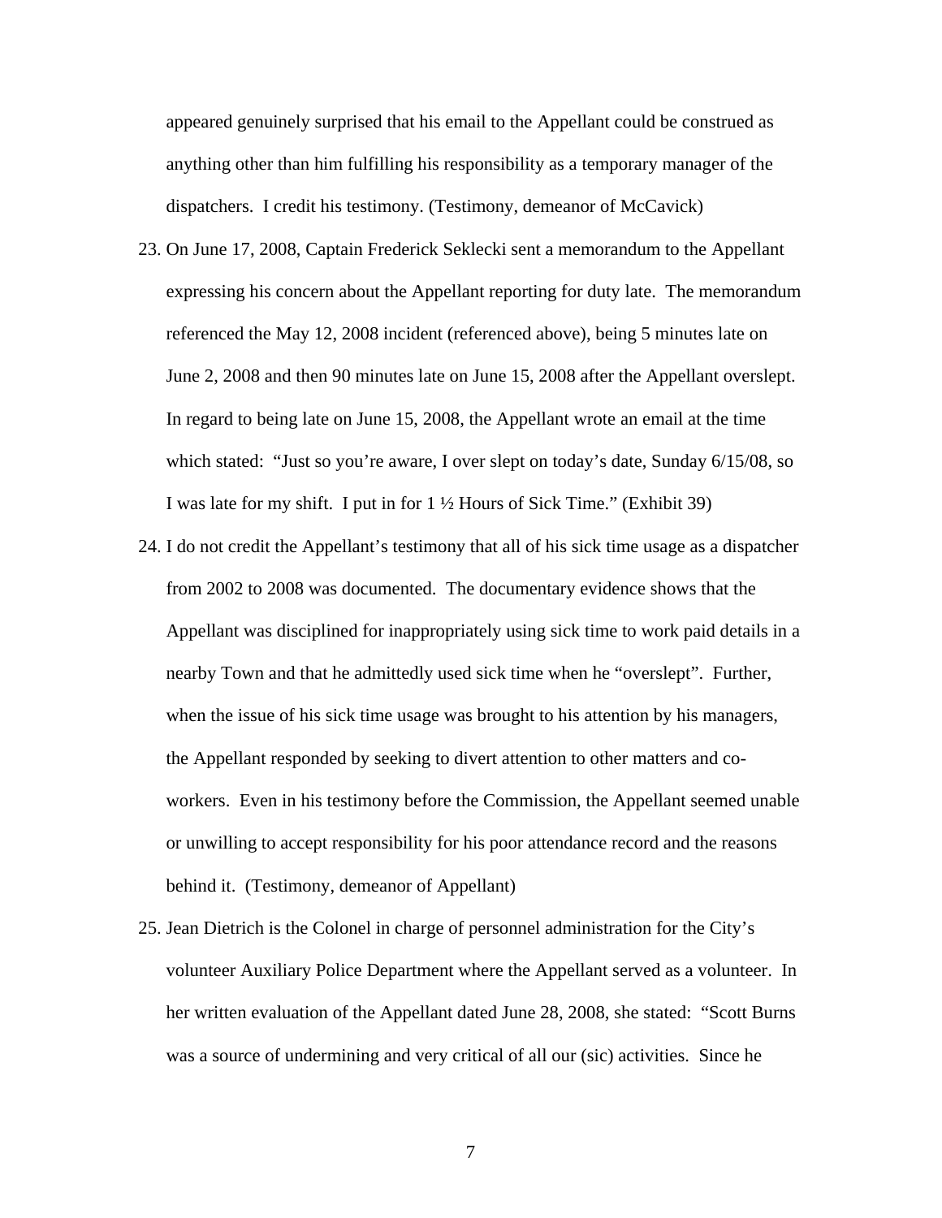appeared genuinely surprised that his email to the Appellant could be construed as anything other than him fulfilling his responsibility as a temporary manager of the dispatchers. I credit his testimony. (Testimony, demeanor of McCavick)

23. On June 17, 2008, Captain Frederick Seklecki sent a memorandum to the Appellant expressing his concern about the Appellant reporting for duty late. The memorandum referenced the May 12, 2008 incident (referenced above), being 5 minutes late on June 2, 2008 and then 90 minutes late on June 15, 2008 after the Appellant overslept. In regard to being late on June 15, 2008, the Appellant wrote an email at the time which stated: "Just so you're aware, I over slept on today's date, Sunday 6/15/08, so I was late for my shift. I put in for 1 ½ Hours of Sick Time." (Exhibit 39)

24. I do not credit the Appellant's testimony that all of his sick time usage as a dispatcher from 2002 to 2008 was documented. The documentary evidence shows that the Appellant was disciplined for inappropriately using sick time to work paid details in a nearby Town and that he admittedly used sick time when he "overslept". Further, when the issue of his sick time usage was brought to his attention by his managers, the Appellant responded by seeking to divert attention to other matters and co-workers. Even in his testimony before the Commission, the Appellant seemed unable or unwilling to accept responsibility for his poor attendance record and the reasons behind it. (Testimony, demeanor of Appellant)

25. Jean Dietrich is the Colonel in charge of personnel administration for the City's volunteer Auxiliary Police Department where the Appellant served as a volunteer. In her written evaluation of the Appellant dated June 28, 2008, she stated: "Scott Burns was a source of undermining and very critical of all our (sic) activities. Since he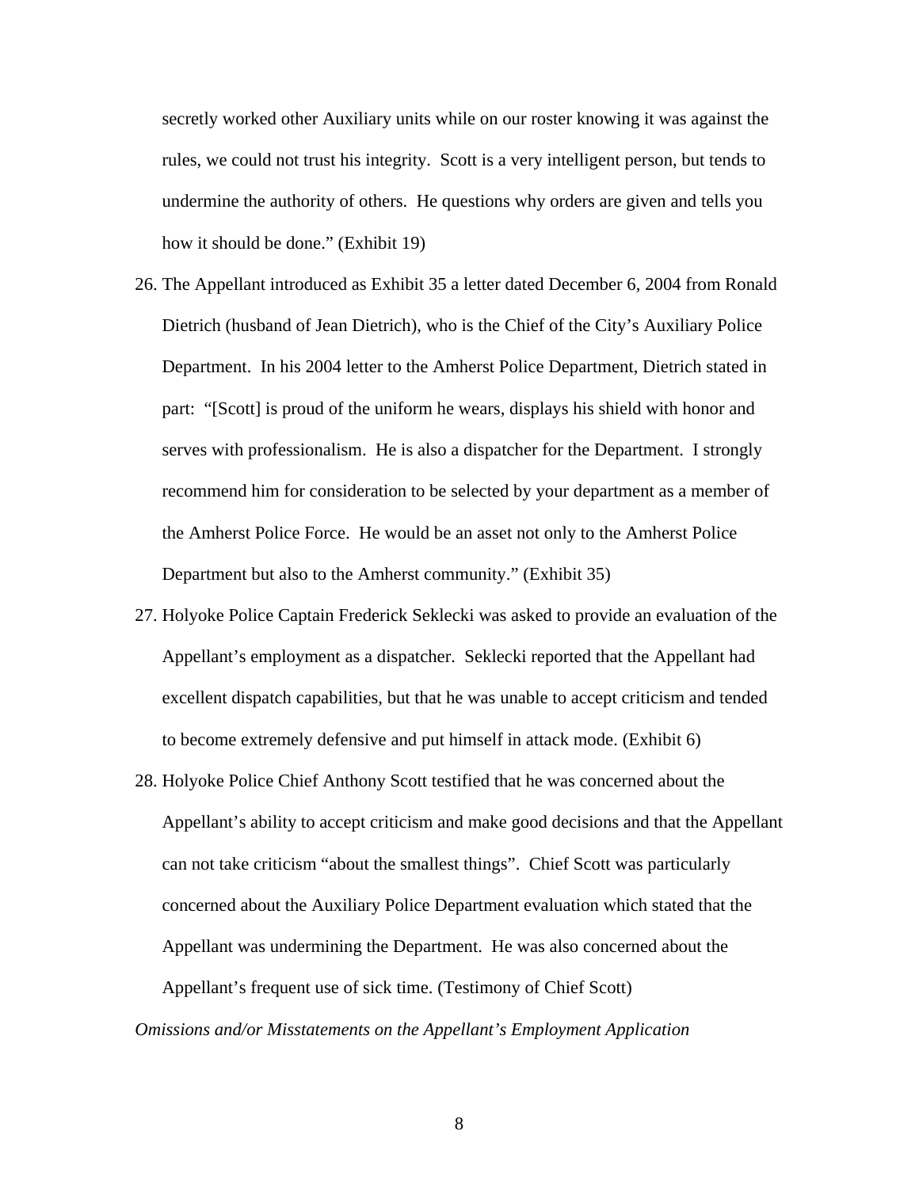secretly worked other Auxiliary units while on our roster knowing it was against the rules, we could not trust his integrity. Scott is a very intelligent person, but tends to undermine the authority of others. He questions why orders are given and tells you how it should be done." (Exhibit 19)

26. The Appellant introduced as Exhibit 35 a letter dated December 6, 2004 from Ronald Dietrich (husband of Jean Dietrich), who is the Chief of the City's Auxiliary Police Department. In his 2004 letter to the Amherst Police Department, Dietrich stated in part: "[Scott] is proud of the uniform he wears, displays his shield with honor and serves with professionalism. He is also a dispatcher for the Department. I strongly recommend him for consideration to be selected by your department as a member of the Amherst Police Force. He would be an asset not only to the Amherst Police Department but also to the Amherst community." (Exhibit 35)
27. Holyoke Police Captain Frederick Seklecki was asked to provide an evaluation of the Appellant's employment as a dispatcher. Seklecki reported that the Appellant had excellent dispatch capabilities, but that he was unable to accept criticism and tended to become extremely defensive and put himself in attack mode. (Exhibit 6)
28. Holyoke Police Chief Anthony Scott testified that he was concerned about the Appellant's ability to accept criticism and make good decisions and that the Appellant can not take criticism "about the smallest things". Chief Scott was particularly concerned about the Auxiliary Police Department evaluation which stated that the Appellant was undermining the Department. He was also concerned about the Appellant's frequent use of sick time. (Testimony of Chief Scott)

*Omissions and/or Misstatements on the Appellant's Employment Application*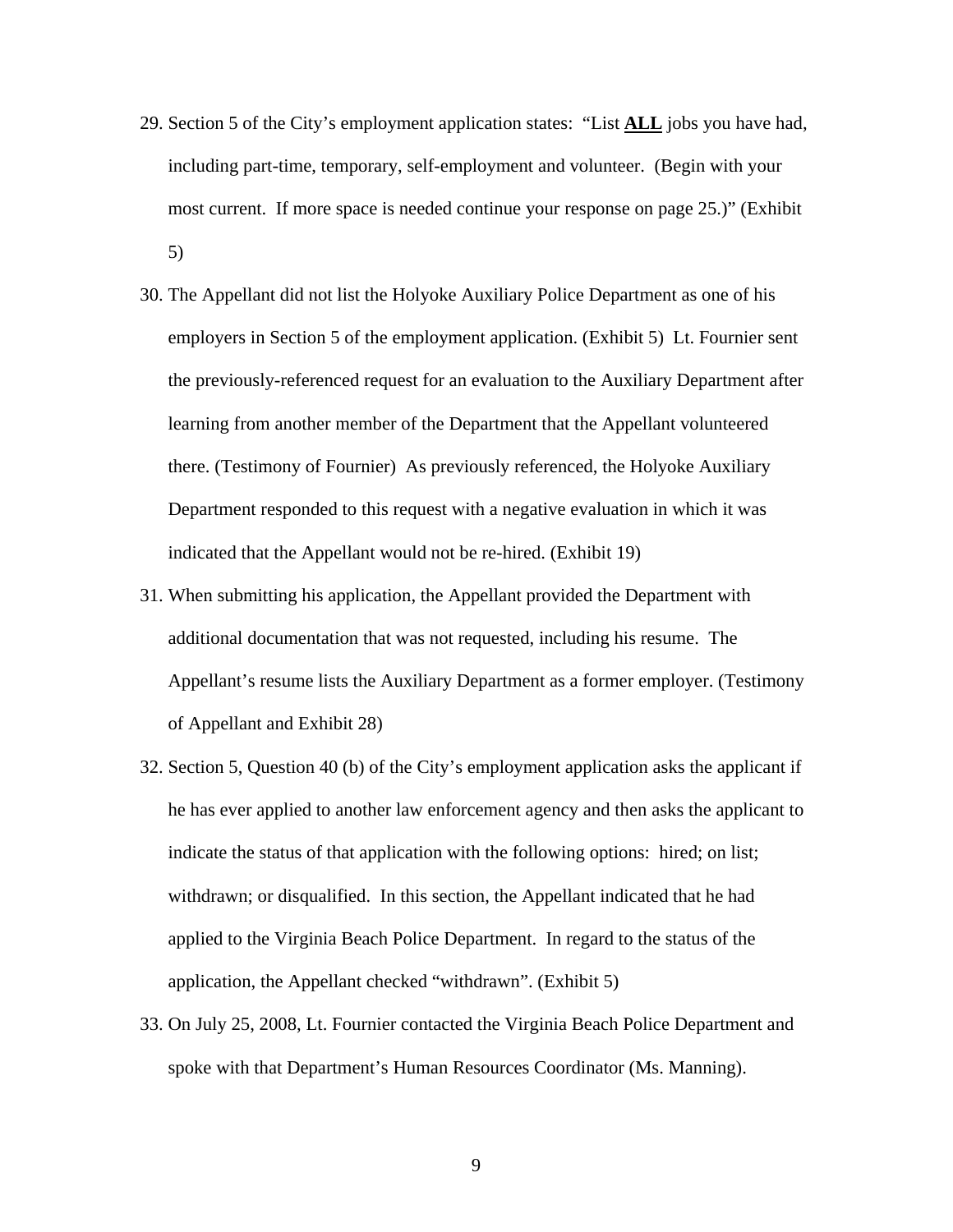29. Section 5 of the City's employment application states: "List <u>**ALL**</u> jobs you have had, including part-time, temporary, self-employment and volunteer. (Begin with your most current. If more space is needed continue your response on page 25.)" (Exhibit 5)
30. The Appellant did not list the Holyoke Auxiliary Police Department as one of his employers in Section 5 of the employment application. (Exhibit 5) Lt. Fournier sent the previously-referenced request for an evaluation to the Auxiliary Department after learning from another member of the Department that the Appellant volunteered there. (Testimony of Fournier) As previously referenced, the Holyoke Auxiliary Department responded to this request with a negative evaluation in which it was indicated that the Appellant would not be re-hired. (Exhibit 19)
31. When submitting his application, the Appellant provided the Department with additional documentation that was not requested, including his resume. The Appellant's resume lists the Auxiliary Department as a former employer. (Testimony of Appellant and Exhibit 28)
32. Section 5, Question 40 (b) of the City's employment application asks the applicant if he has ever applied to another law enforcement agency and then asks the applicant to indicate the status of that application with the following options: hired; on list; withdrawn; or disqualified. In this section, the Appellant indicated that he had applied to the Virginia Beach Police Department. In regard to the status of the application, the Appellant checked "withdrawn". (Exhibit 5)
33. On July 25, 2008, Lt. Fournier contacted the Virginia Beach Police Department and spoke with that Department's Human Resources Coordinator (Ms. Manning).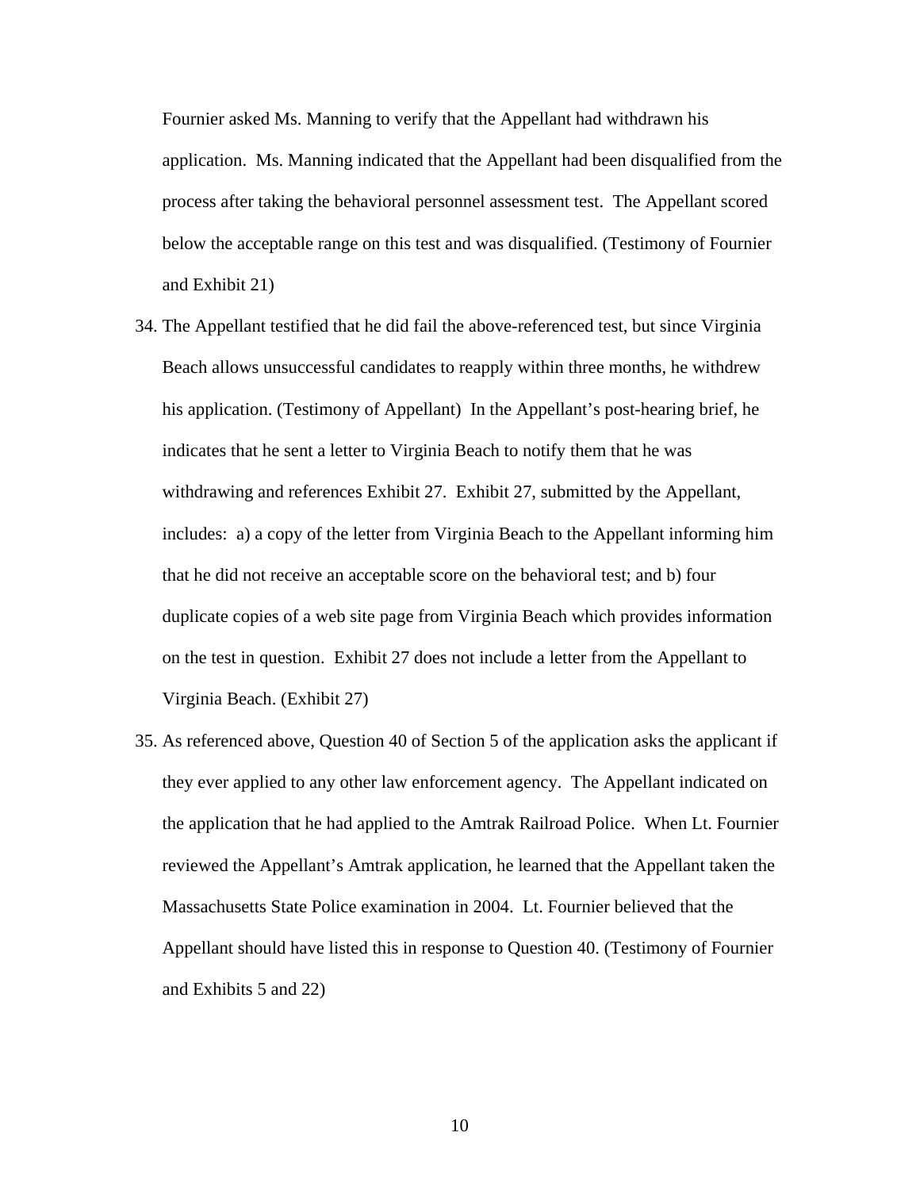Fournier asked Ms. Manning to verify that the Appellant had withdrawn his application. Ms. Manning indicated that the Appellant had been disqualified from the process after taking the behavioral personnel assessment test. The Appellant scored below the acceptable range on this test and was disqualified. (Testimony of Fournier and Exhibit 21)

34. The Appellant testified that he did fail the above-referenced test, but since Virginia Beach allows unsuccessful candidates to reapply within three months, he withdrew his application. (Testimony of Appellant) In the Appellant's post-hearing brief, he indicates that he sent a letter to Virginia Beach to notify them that he was withdrawing and references Exhibit 27. Exhibit 27, submitted by the Appellant, includes: a) a copy of the letter from Virginia Beach to the Appellant informing him that he did not receive an acceptable score on the behavioral test; and b) four duplicate copies of a web site page from Virginia Beach which provides information on the test in question. Exhibit 27 does not include a letter from the Appellant to Virginia Beach. (Exhibit 27)

35. As referenced above, Question 40 of Section 5 of the application asks the applicant if they ever applied to any other law enforcement agency. The Appellant indicated on the application that he had applied to the Amtrak Railroad Police. When Lt. Fournier reviewed the Appellant's Amtrak application, he learned that the Appellant taken the Massachusetts State Police examination in 2004. Lt. Fournier believed that the Appellant should have listed this in response to Question 40. (Testimony of Fournier and Exhibits 5 and 22)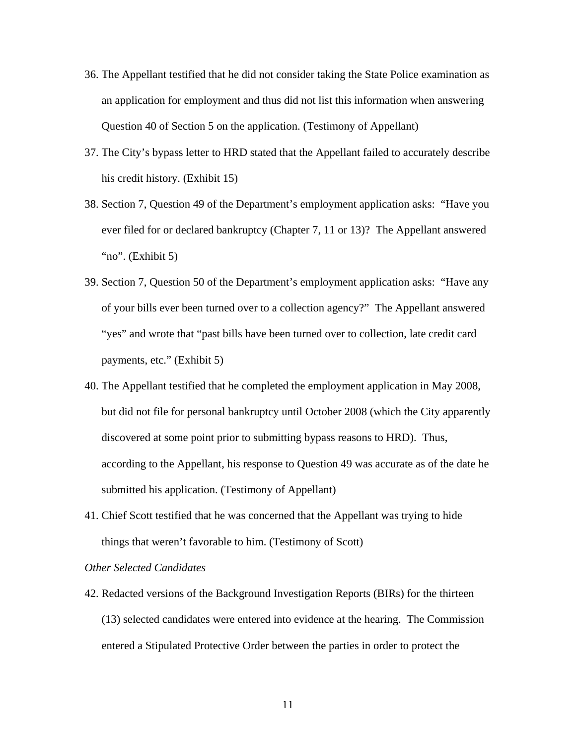36. The Appellant testified that he did not consider taking the State Police examination as an application for employment and thus did not list this information when answering Question 40 of Section 5 on the application. (Testimony of Appellant)

37. The City's bypass letter to HRD stated that the Appellant failed to accurately describe his credit history. (Exhibit 15)

38. Section 7, Question 49 of the Department's employment application asks: "Have you ever filed for or declared bankruptcy (Chapter 7, 11 or 13)? The Appellant answered "no". (Exhibit 5)

39. Section 7, Question 50 of the Department's employment application asks: "Have any of your bills ever been turned over to a collection agency?" The Appellant answered "yes" and wrote that "past bills have been turned over to collection, late credit card payments, etc." (Exhibit 5)

40. The Appellant testified that he completed the employment application in May 2008, but did not file for personal bankruptcy until October 2008 (which the City apparently discovered at some point prior to submitting bypass reasons to HRD). Thus, according to the Appellant, his response to Question 49 was accurate as of the date he submitted his application. (Testimony of Appellant)

41. Chief Scott testified that he was concerned that the Appellant was trying to hide things that weren't favorable to him. (Testimony of Scott)

*Other Selected Candidates*

42. Redacted versions of the Background Investigation Reports (BIRs) for the thirteen (13) selected candidates were entered into evidence at the hearing. The Commission entered a Stipulated Protective Order between the parties in order to protect the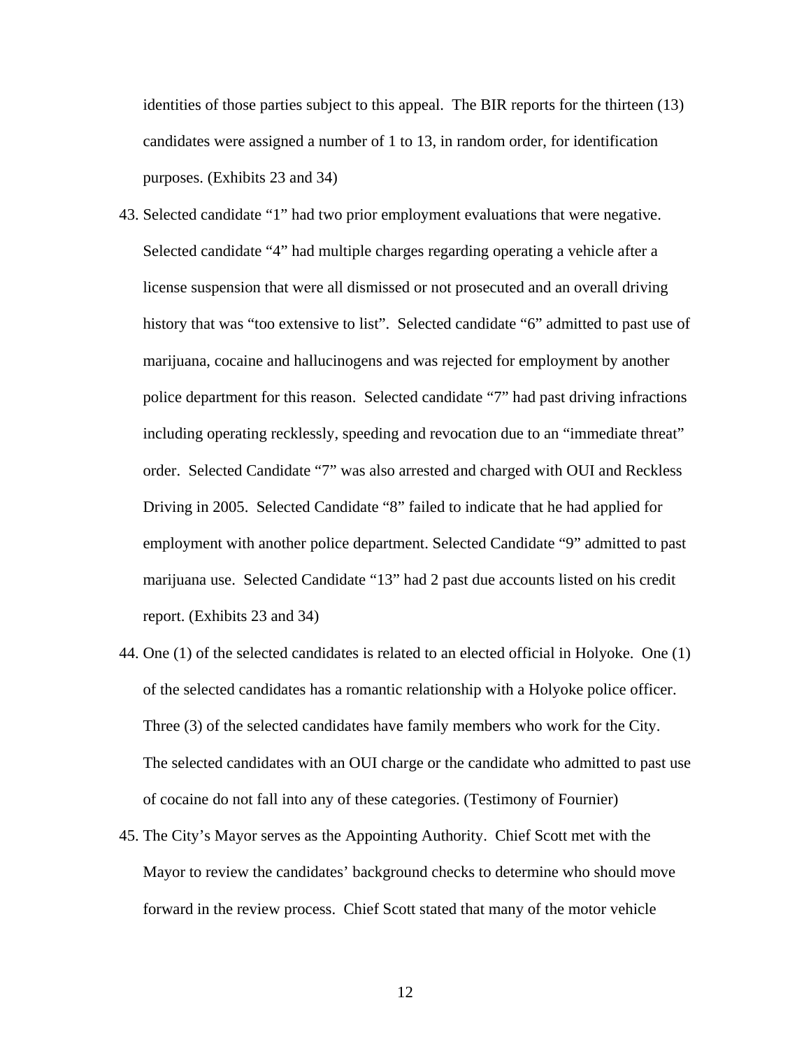identities of those parties subject to this appeal. The BIR reports for the thirteen (13) candidates were assigned a number of 1 to 13, in random order, for identification purposes. (Exhibits 23 and 34)

43. Selected candidate "1" had two prior employment evaluations that were negative. Selected candidate "4" had multiple charges regarding operating a vehicle after a license suspension that were all dismissed or not prosecuted and an overall driving history that was "too extensive to list". Selected candidate "6" admitted to past use of marijuana, cocaine and hallucinogens and was rejected for employment by another police department for this reason. Selected candidate "7" had past driving infractions including operating recklessly, speeding and revocation due to an "immediate threat" order. Selected Candidate "7" was also arrested and charged with OUI and Reckless Driving in 2005. Selected Candidate "8" failed to indicate that he had applied for employment with another police department. Selected Candidate "9" admitted to past marijuana use. Selected Candidate "13" had 2 past due accounts listed on his credit report. (Exhibits 23 and 34)

44. One (1) of the selected candidates is related to an elected official in Holyoke. One (1) of the selected candidates has a romantic relationship with a Holyoke police officer. Three (3) of the selected candidates have family members who work for the City. The selected candidates with an OUI charge or the candidate who admitted to past use of cocaine do not fall into any of these categories. (Testimony of Fournier)

45. The City's Mayor serves as the Appointing Authority. Chief Scott met with the Mayor to review the candidates' background checks to determine who should move forward in the review process. Chief Scott stated that many of the motor vehicle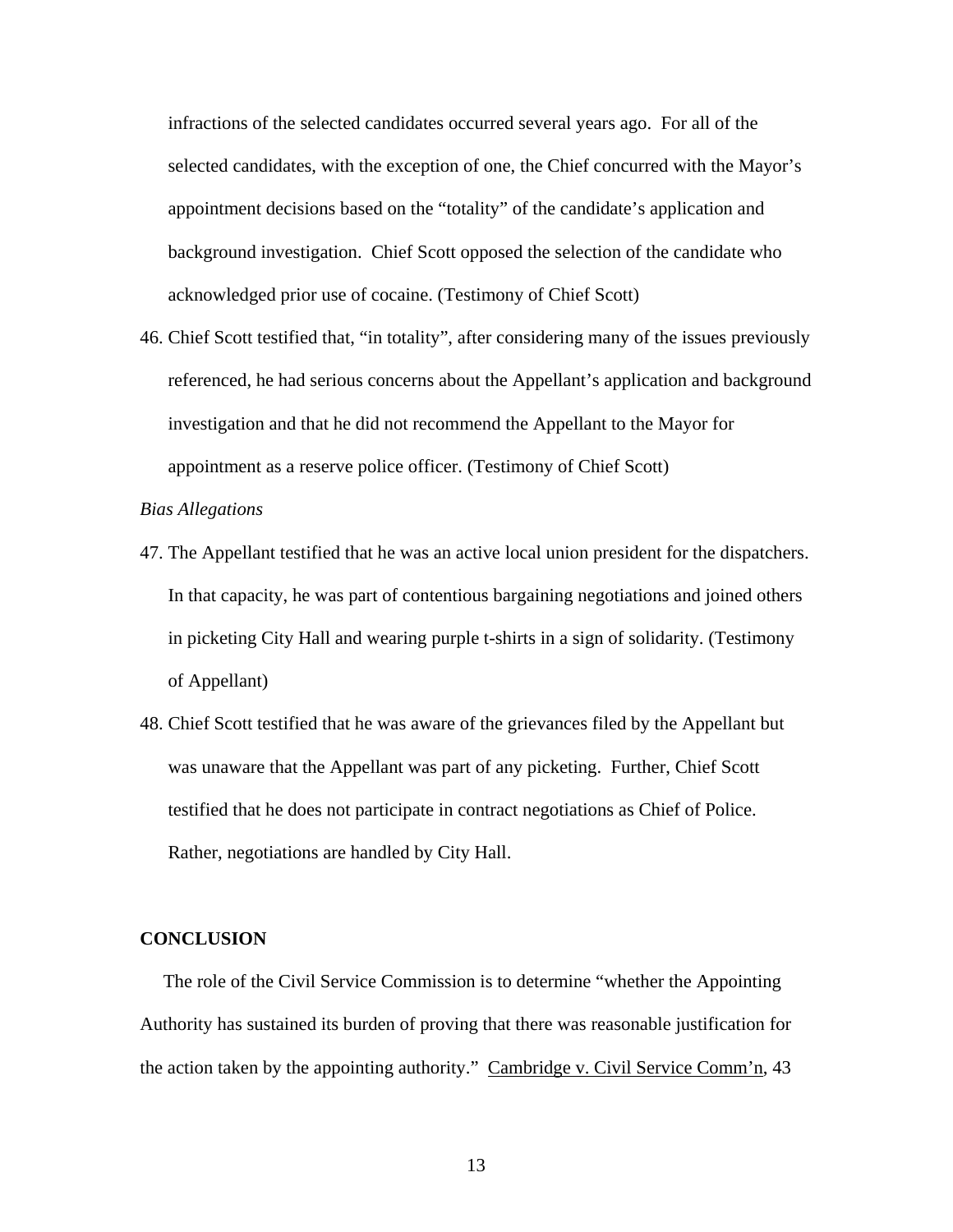infractions of the selected candidates occurred several years ago. For all of the selected candidates, with the exception of one, the Chief concurred with the Mayor's appointment decisions based on the "totality" of the candidate's application and background investigation. Chief Scott opposed the selection of the candidate who acknowledged prior use of cocaine. (Testimony of Chief Scott)

46. Chief Scott testified that, "in totality", after considering many of the issues previously referenced, he had serious concerns about the Appellant's application and background investigation and that he did not recommend the Appellant to the Mayor for appointment as a reserve police officer. (Testimony of Chief Scott)

*Bias Allegations*

47. The Appellant testified that he was an active local union president for the dispatchers. In that capacity, he was part of contentious bargaining negotiations and joined others in picketing City Hall and wearing purple t-shirts in a sign of solidarity. (Testimony of Appellant)

48. Chief Scott testified that he was aware of the grievances filed by the Appellant but was unaware that the Appellant was part of any picketing. Further, Chief Scott testified that he does not participate in contract negotiations as Chief of Police. Rather, negotiations are handled by City Hall.

**CONCLUSION**

The role of the Civil Service Commission is to determine "whether the Appointing Authority has sustained its burden of proving that there was reasonable justification for the action taken by the appointing authority." Cambridge v. Civil Service Comm'n, 43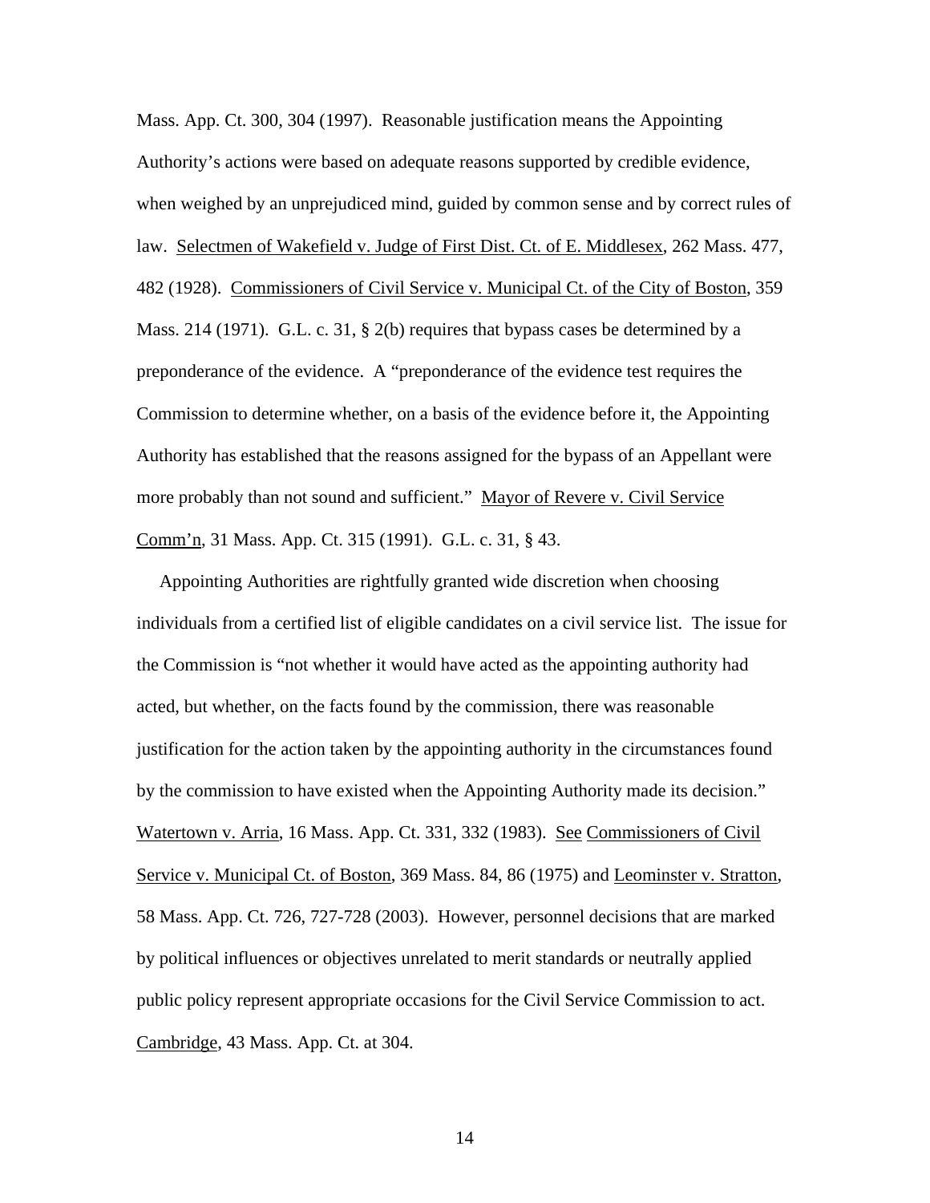Mass. App. Ct. 300, 304 (1997). Reasonable justification means the Appointing Authority's actions were based on adequate reasons supported by credible evidence, when weighed by an unprejudiced mind, guided by common sense and by correct rules of law. Selectmen of Wakefield v. Judge of First Dist. Ct. of E. Middlesex, 262 Mass. 477, 482 (1928). Commissioners of Civil Service v. Municipal Ct. of the City of Boston, 359 Mass. 214 (1971). G.L. c. 31, § 2(b) requires that bypass cases be determined by a preponderance of the evidence. A "preponderance of the evidence test requires the Commission to determine whether, on a basis of the evidence before it, the Appointing Authority has established that the reasons assigned for the bypass of an Appellant were more probably than not sound and sufficient." Mayor of Revere v. Civil Service Comm'n, 31 Mass. App. Ct. 315 (1991). G.L. c. 31, § 43.

Appointing Authorities are rightfully granted wide discretion when choosing individuals from a certified list of eligible candidates on a civil service list. The issue for the Commission is "not whether it would have acted as the appointing authority had acted, but whether, on the facts found by the commission, there was reasonable justification for the action taken by the appointing authority in the circumstances found by the commission to have existed when the Appointing Authority made its decision." Watertown v. Arria, 16 Mass. App. Ct. 331, 332 (1983). See Commissioners of Civil Service v. Municipal Ct. of Boston, 369 Mass. 84, 86 (1975) and Leominster v. Stratton, 58 Mass. App. Ct. 726, 727-728 (2003). However, personnel decisions that are marked by political influences or objectives unrelated to merit standards or neutrally applied public policy represent appropriate occasions for the Civil Service Commission to act. Cambridge, 43 Mass. App. Ct. at 304.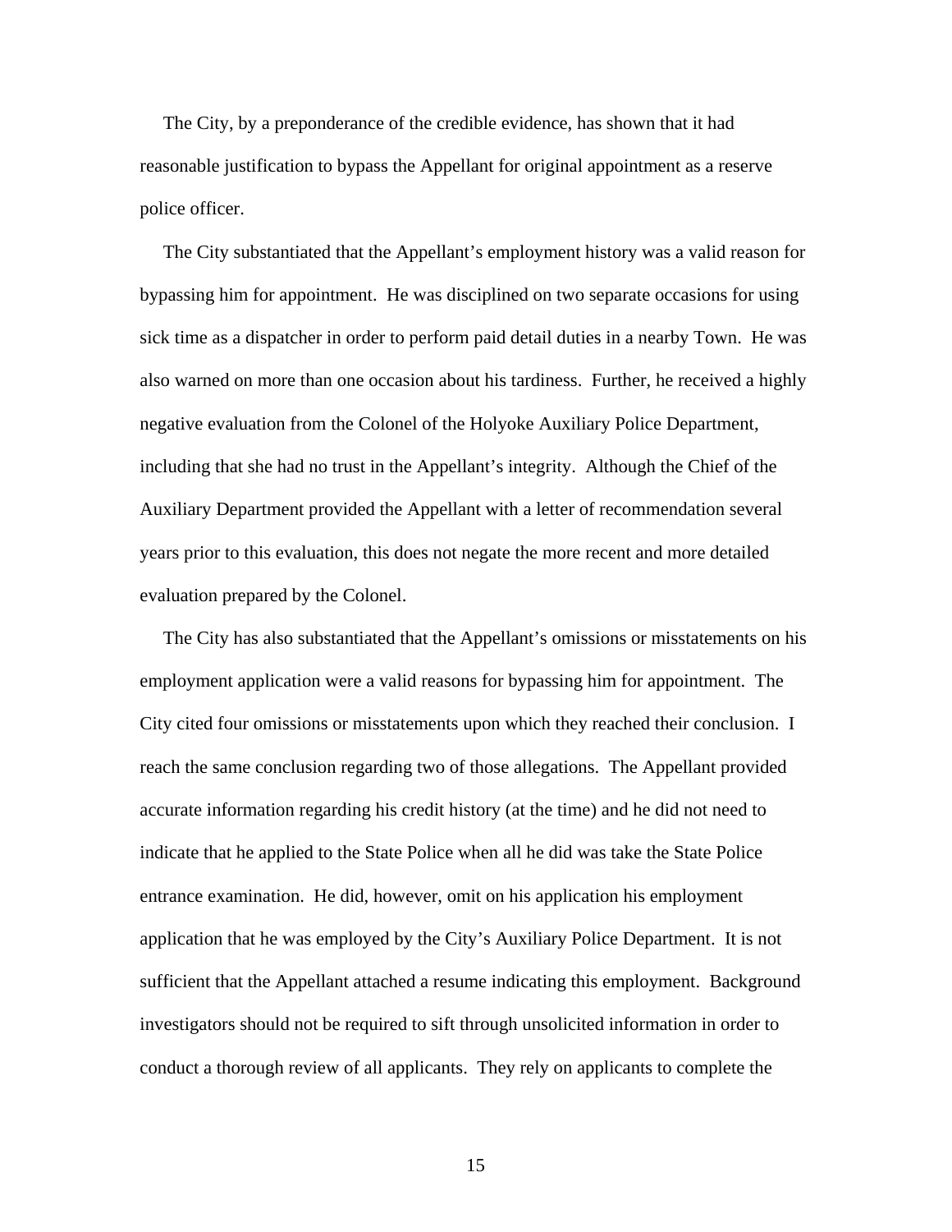The City, by a preponderance of the credible evidence, has shown that it had reasonable justification to bypass the Appellant for original appointment as a reserve police officer.

The City substantiated that the Appellant's employment history was a valid reason for bypassing him for appointment. He was disciplined on two separate occasions for using sick time as a dispatcher in order to perform paid detail duties in a nearby Town. He was also warned on more than one occasion about his tardiness. Further, he received a highly negative evaluation from the Colonel of the Holyoke Auxiliary Police Department, including that she had no trust in the Appellant's integrity. Although the Chief of the Auxiliary Department provided the Appellant with a letter of recommendation several years prior to this evaluation, this does not negate the more recent and more detailed evaluation prepared by the Colonel.

The City has also substantiated that the Appellant's omissions or misstatements on his employment application were a valid reasons for bypassing him for appointment. The City cited four omissions or misstatements upon which they reached their conclusion. I reach the same conclusion regarding two of those allegations. The Appellant provided accurate information regarding his credit history (at the time) and he did not need to indicate that he applied to the State Police when all he did was take the State Police entrance examination. He did, however, omit on his application his employment application that he was employed by the City's Auxiliary Police Department. It is not sufficient that the Appellant attached a resume indicating this employment. Background investigators should not be required to sift through unsolicited information in order to conduct a thorough review of all applicants. They rely on applicants to complete the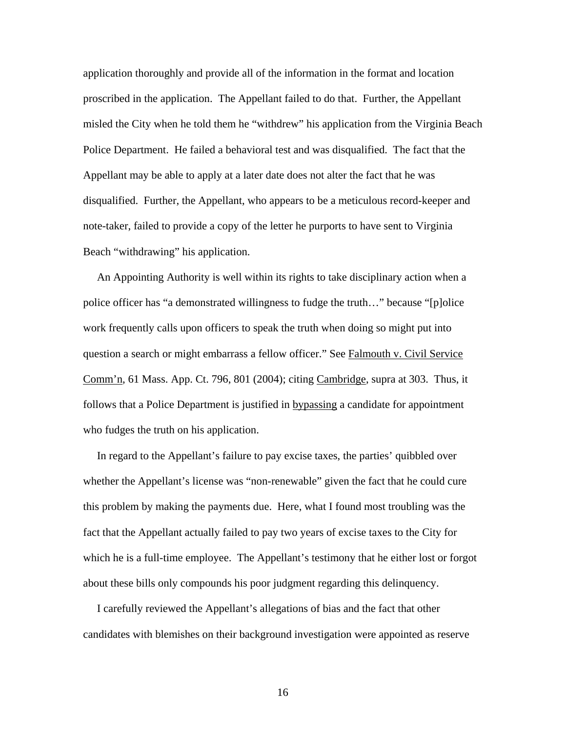application thoroughly and provide all of the information in the format and location proscribed in the application. The Appellant failed to do that. Further, the Appellant misled the City when he told them he "withdrew" his application from the Virginia Beach Police Department. He failed a behavioral test and was disqualified. The fact that the Appellant may be able to apply at a later date does not alter the fact that he was disqualified. Further, the Appellant, who appears to be a meticulous record-keeper and note-taker, failed to provide a copy of the letter he purports to have sent to Virginia Beach "withdrawing" his application.

An Appointing Authority is well within its rights to take disciplinary action when a police officer has "a demonstrated willingness to fudge the truth…" because "[p]olice work frequently calls upon officers to speak the truth when doing so might put into question a search or might embarrass a fellow officer." See <u>Falmouth v. Civil Service Comm'n</u>, 61 Mass. App. Ct. 796, 801 (2004); citing <u>Cambridge</u>, supra at 303. Thus, it follows that a Police Department is justified in <u>bypassing</u> a candidate for appointment who fudges the truth on his application.

In regard to the Appellant's failure to pay excise taxes, the parties' quibbled over whether the Appellant's license was "non-renewable" given the fact that he could cure this problem by making the payments due. Here, what I found most troubling was the fact that the Appellant actually failed to pay two years of excise taxes to the City for which he is a full-time employee. The Appellant's testimony that he either lost or forgot about these bills only compounds his poor judgment regarding this delinquency.

I carefully reviewed the Appellant's allegations of bias and the fact that other candidates with blemishes on their background investigation were appointed as reserve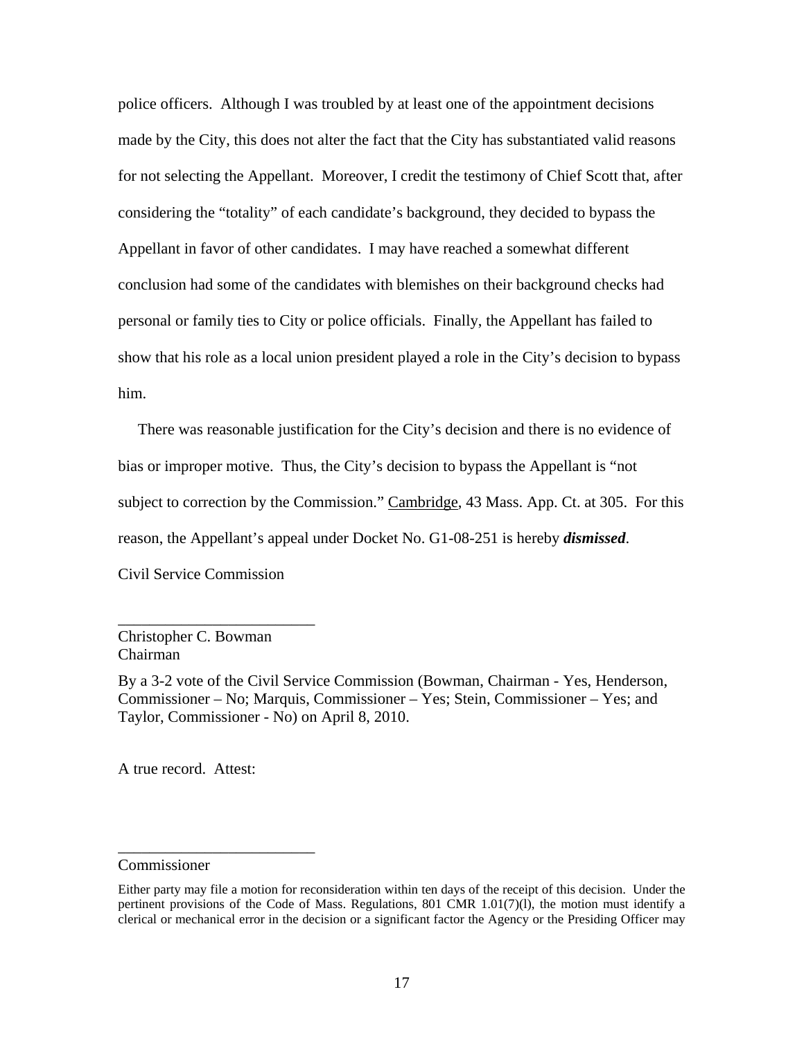police officers. Although I was troubled by at least one of the appointment decisions made by the City, this does not alter the fact that the City has substantiated valid reasons for not selecting the Appellant. Moreover, I credit the testimony of Chief Scott that, after considering the "totality" of each candidate's background, they decided to bypass the Appellant in favor of other candidates. I may have reached a somewhat different conclusion had some of the candidates with blemishes on their background checks had personal or family ties to City or police officials. Finally, the Appellant has failed to show that his role as a local union president played a role in the City's decision to bypass him.

There was reasonable justification for the City's decision and there is no evidence of bias or improper motive. Thus, the City's decision to bypass the Appellant is "not subject to correction by the Commission." Cambridge, 43 Mass. App. Ct. at 305. For this reason, the Appellant's appeal under Docket No. G1-08-251 is hereby ***dismissed***.

Civil Service Commission

\_\_\_\_\_\_\_\_\_\_\_\_\_\_\_\_\_\_\_\_\_\_\_\_\_

Christopher C. Bowman
Chairman

By a 3-2 vote of the Civil Service Commission (Bowman, Chairman - Yes, Henderson, Commissioner – No; Marquis, Commissioner – Yes; Stein, Commissioner – Yes; and Taylor, Commissioner - No) on April 8, 2010.

A true record. Attest:

\_\_\_\_\_\_\_\_\_\_\_\_\_\_\_\_\_\_\_\_\_\_\_\_\_

Commissioner

Either party may file a motion for reconsideration within ten days of the receipt of this decision. Under the pertinent provisions of the Code of Mass. Regulations, 801 CMR 1.01(7)(l), the motion must identify a clerical or mechanical error in the decision or a significant factor the Agency or the Presiding Officer may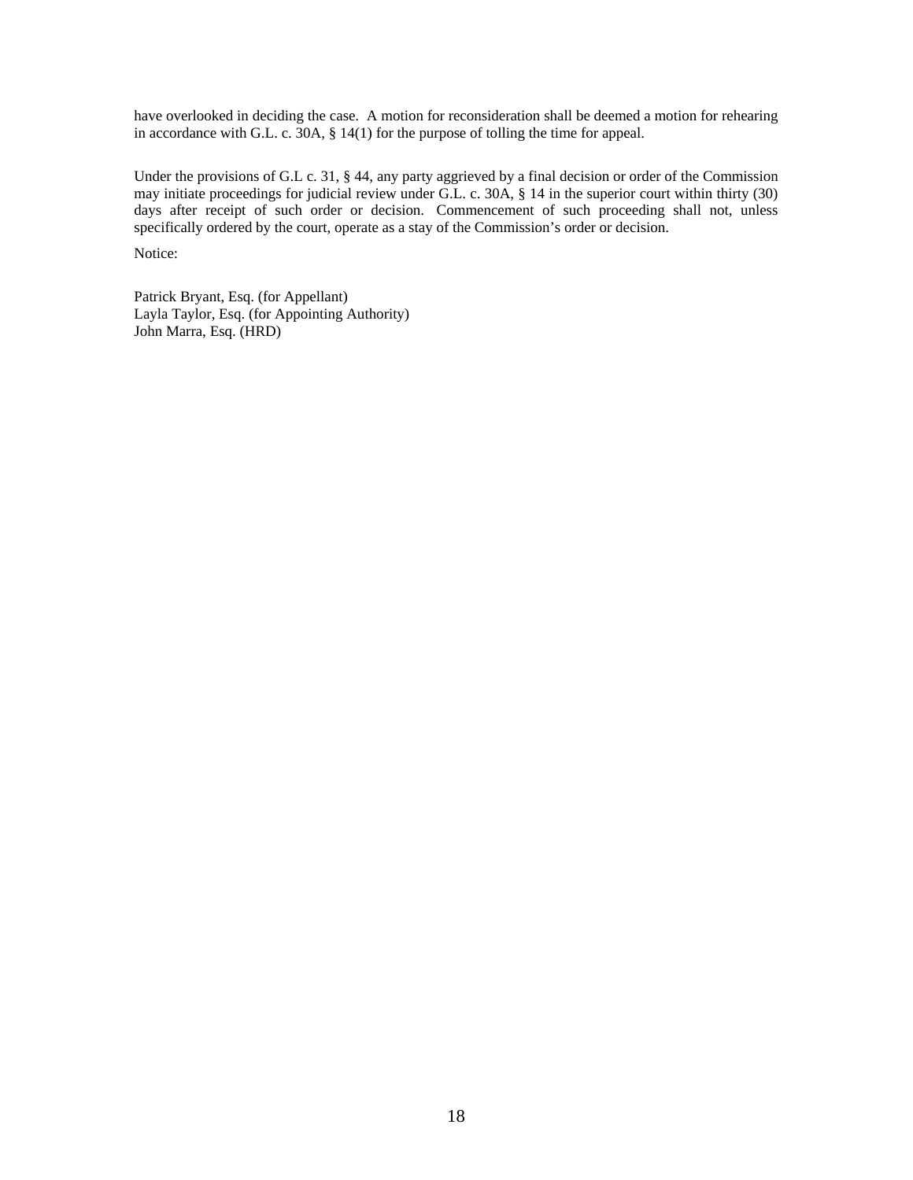have overlooked in deciding the case. A motion for reconsideration shall be deemed a motion for rehearing in accordance with G.L. c. 30A, § 14(1) for the purpose of tolling the time for appeal.

Under the provisions of G.L c. 31, § 44, any party aggrieved by a final decision or order of the Commission may initiate proceedings for judicial review under G.L. c. 30A, § 14 in the superior court within thirty (30) days after receipt of such order or decision. Commencement of such proceeding shall not, unless specifically ordered by the court, operate as a stay of the Commission's order or decision.

Notice:

Patrick Bryant, Esq. (for Appellant)
Layla Taylor, Esq. (for Appointing Authority)
John Marra, Esq. (HRD)